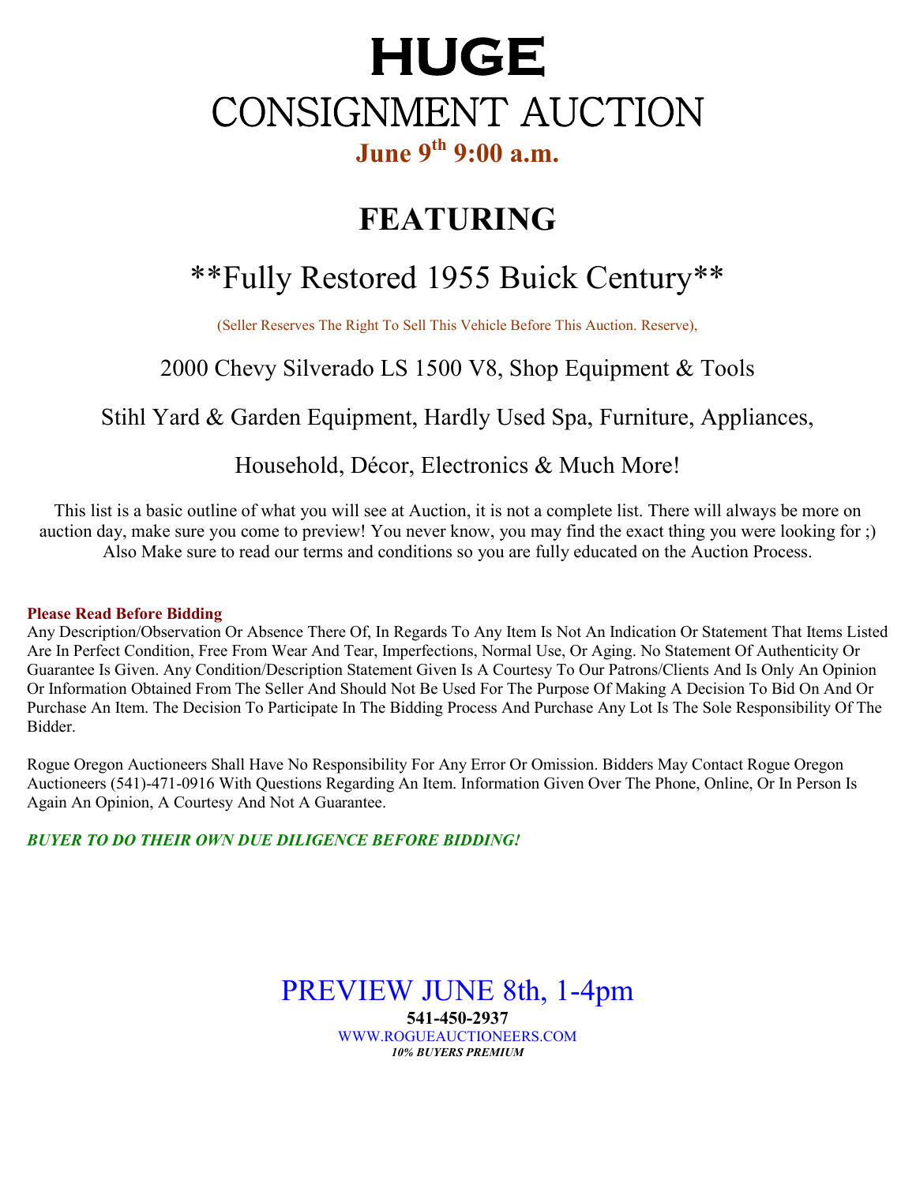# HUGE

# CONSIGNMENT AUCTION

**June 9th 9:00 a.m.**

## FEATURING

## **Fully Restored 1955 Buick Century**

(Seller Reserves The Right To Sell This Vehicle Before This Auction. Reserve),

2000 Chevy Silverado LS 1500 V8, Shop Equipment & Tools

Stihl Yard & Garden Equipment, Hardly Used Spa, Furniture, Appliances,

Household, Décor, Electronics & Much More!

This list is a basic outline of what you will see at Auction, it is not a complete list. There will always be more on auction day, make sure you come to preview! You never know, you may find the exact thing you were looking for ;) Also Make sure to read our terms and conditions so you are fully educated on the Auction Process.

**Please Read Before Bidding**

Any Description/Observation Or Absence There Of, In Regards To Any Item Is Not An Indication Or Statement That Items Listed Are In Perfect Condition, Free From Wear And Tear, Imperfections, Normal Use, Or Aging. No Statement Of Authenticity Or Guarantee Is Given. Any Condition/Description Statement Given Is A Courtesy To Our Patrons/Clients And Is Only An Opinion Or Information Obtained From The Seller And Should Not Be Used For The Purpose Of Making A Decision To Bid On And Or Purchase An Item. The Decision To Participate In The Bidding Process And Purchase Any Lot Is The Sole Responsibility Of The Bidder.

Rogue Oregon Auctioneers Shall Have No Responsibility For Any Error Or Omission. Bidders May Contact Rogue Oregon Auctioneers (541)-471-0916 With Questions Regarding An Item. Information Given Over The Phone, Online, Or In Person Is Again An Opinion, A Courtesy And Not A Guarantee.

***BUYER TO DO THEIR OWN DUE DILIGENCE BEFORE BIDDING!***

PREVIEW JUNE 8th, 1-4pm

**541-450-2937**

WWW.ROGUEAUCTIONEERS.COM

***10% BUYERS PREMIUM***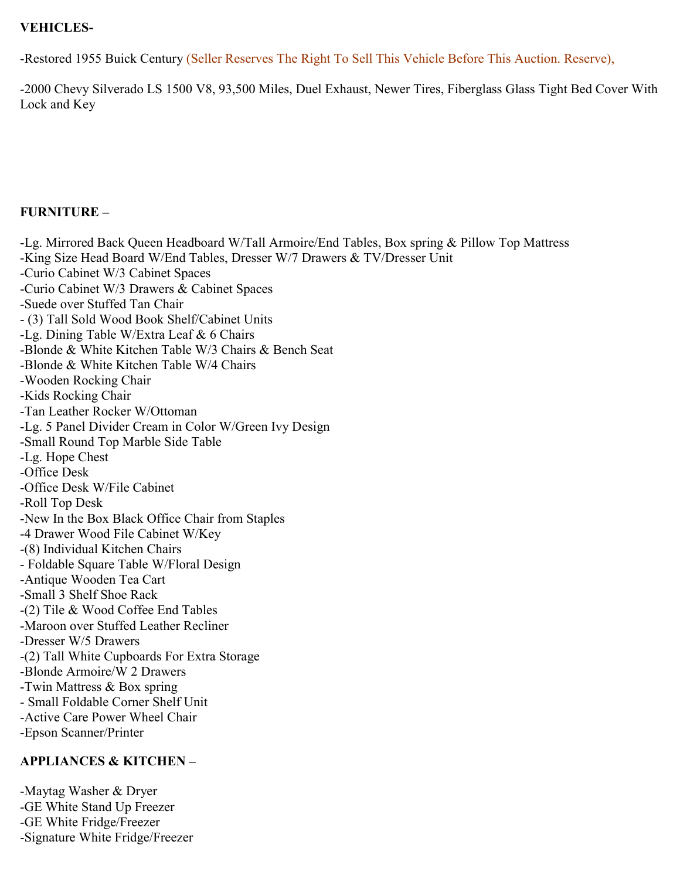**VEHICLES-**

-Restored 1955 Buick Century (Seller Reserves The Right To Sell This Vehicle Before This Auction. Reserve),

-2000 Chevy Silverado LS 1500 V8, 93,500 Miles, Duel Exhaust, Newer Tires, Fiberglass Glass Tight Bed Cover With Lock and Key

**FURNITURE –**

-Lg. Mirrored Back Queen Headboard W/Tall Armoire/End Tables, Box spring & Pillow Top Mattress
-King Size Head Board W/End Tables, Dresser W/7 Drawers & TV/Dresser Unit
-Curio Cabinet W/3 Cabinet Spaces
-Curio Cabinet W/3 Drawers & Cabinet Spaces
-Suede over Stuffed Tan Chair
- (3) Tall Sold Wood Book Shelf/Cabinet Units
-Lg. Dining Table W/Extra Leaf & 6 Chairs
-Blonde & White Kitchen Table W/3 Chairs & Bench Seat
-Blonde & White Kitchen Table W/4 Chairs
-Wooden Rocking Chair
-Kids Rocking Chair
-Tan Leather Rocker W/Ottoman
-Lg. 5 Panel Divider Cream in Color W/Green Ivy Design
-Small Round Top Marble Side Table
-Lg. Hope Chest
-Office Desk
-Office Desk W/File Cabinet
-Roll Top Desk
-New In the Box Black Office Chair from Staples
-4 Drawer Wood File Cabinet W/Key
-(8) Individual Kitchen Chairs
- Foldable Square Table W/Floral Design
-Antique Wooden Tea Cart
-Small 3 Shelf Shoe Rack
-(2) Tile & Wood Coffee End Tables
-Maroon over Stuffed Leather Recliner
-Dresser W/5 Drawers
-(2) Tall White Cupboards For Extra Storage
-Blonde Armoire/W 2 Drawers
-Twin Mattress & Box spring
- Small Foldable Corner Shelf Unit
-Active Care Power Wheel Chair
-Epson Scanner/Printer

**APPLIANCES & KITCHEN –**

-Maytag Washer & Dryer
-GE White Stand Up Freezer
-GE White Fridge/Freezer
-Signature White Fridge/Freezer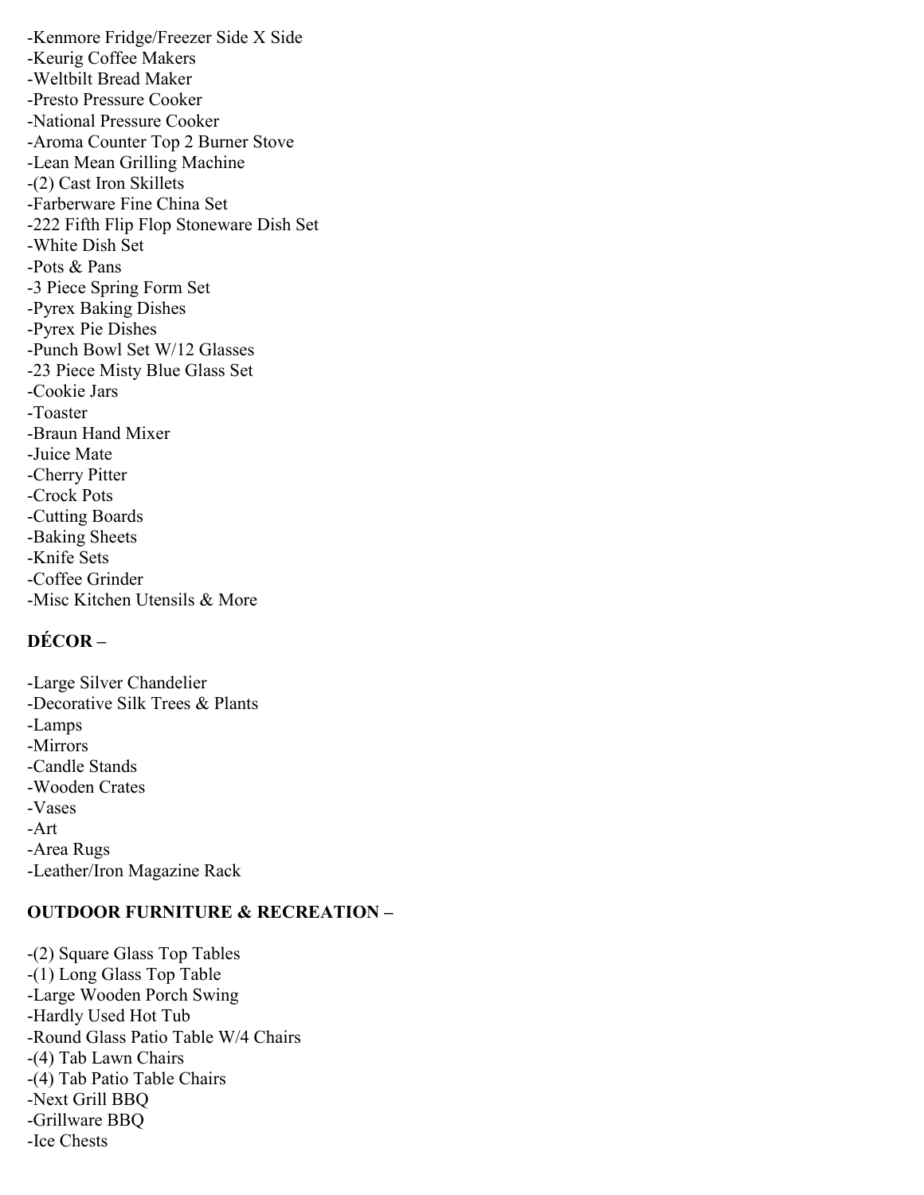-Kenmore Fridge/Freezer Side X Side
-Keurig Coffee Makers
-Weltbilt Bread Maker
-Presto Pressure Cooker
-National Pressure Cooker
-Aroma Counter Top 2 Burner Stove
-Lean Mean Grilling Machine
-(2) Cast Iron Skillets
-Farberware Fine China Set
-222 Fifth Flip Flop Stoneware Dish Set
-White Dish Set
-Pots & Pans
-3 Piece Spring Form Set
-Pyrex Baking Dishes
-Pyrex Pie Dishes
-Punch Bowl Set W/12 Glasses
-23 Piece Misty Blue Glass Set
-Cookie Jars
-Toaster
-Braun Hand Mixer
-Juice Mate
-Cherry Pitter
-Crock Pots
-Cutting Boards
-Baking Sheets
-Knife Sets
-Coffee Grinder
-Misc Kitchen Utensils & More

**DÉCOR –**

-Large Silver Chandelier
-Decorative Silk Trees & Plants
-Lamps
-Mirrors
-Candle Stands
-Wooden Crates
-Vases
-Art
-Area Rugs
-Leather/Iron Magazine Rack

**OUTDOOR FURNITURE & RECREATION –**

-(2) Square Glass Top Tables
-(1) Long Glass Top Table
-Large Wooden Porch Swing
-Hardly Used Hot Tub
-Round Glass Patio Table W/4 Chairs
-(4) Tab Lawn Chairs
-(4) Tab Patio Table Chairs
-Next Grill BBQ
-Grillware BBQ
-Ice Chests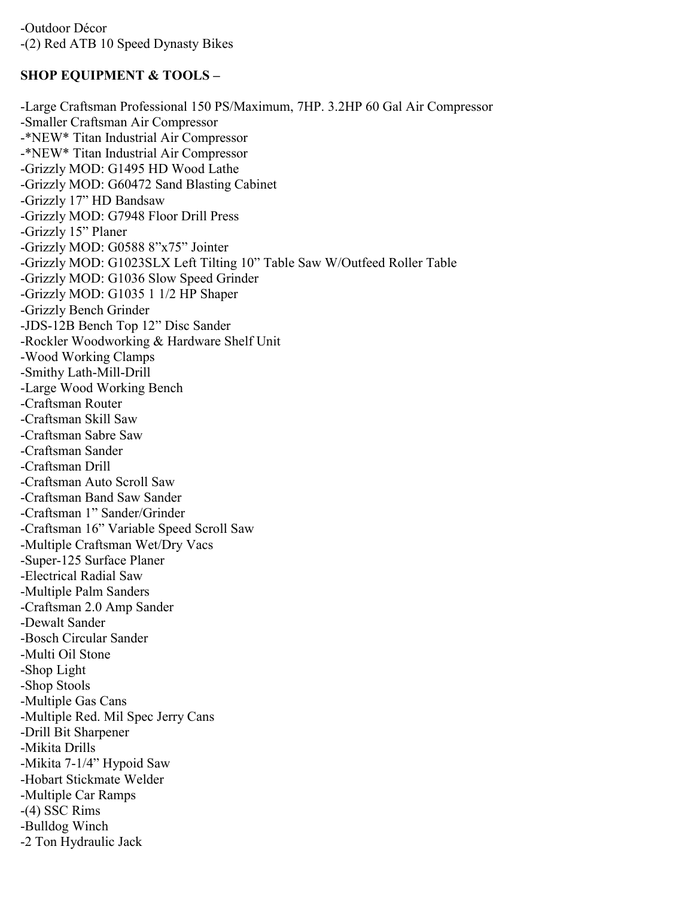-Outdoor Décor
-(2) Red ATB 10 Speed Dynasty Bikes

**SHOP EQUIPMENT & TOOLS –**

-Large Craftsman Professional 150 PS/Maximum, 7HP. 3.2HP 60 Gal Air Compressor
-Smaller Craftsman Air Compressor
-*NEW* Titan Industrial Air Compressor
-*NEW* Titan Industrial Air Compressor
-Grizzly MOD: G1495 HD Wood Lathe
-Grizzly MOD: G60472 Sand Blasting Cabinet
-Grizzly 17" HD Bandsaw
-Grizzly MOD: G7948 Floor Drill Press
-Grizzly 15" Planer
-Grizzly MOD: G0588 8"x75" Jointer
-Grizzly MOD: G1023SLX Left Tilting 10" Table Saw W/Outfeed Roller Table
-Grizzly MOD: G1036 Slow Speed Grinder
-Grizzly MOD: G1035 1 1/2 HP Shaper
-Grizzly Bench Grinder
-JDS-12B Bench Top 12" Disc Sander
-Rockler Woodworking & Hardware Shelf Unit
-Wood Working Clamps
-Smithy Lath-Mill-Drill
-Large Wood Working Bench
-Craftsman Router
-Craftsman Skill Saw
-Craftsman Sabre Saw
-Craftsman Sander
-Craftsman Drill
-Craftsman Auto Scroll Saw
-Craftsman Band Saw Sander
-Craftsman 1" Sander/Grinder
-Craftsman 16" Variable Speed Scroll Saw
-Multiple Craftsman Wet/Dry Vacs
-Super-125 Surface Planer
-Electrical Radial Saw
-Multiple Palm Sanders
-Craftsman 2.0 Amp Sander
-Dewalt Sander
-Bosch Circular Sander
-Multi Oil Stone
-Shop Light
-Shop Stools
-Multiple Gas Cans
-Multiple Red. Mil Spec Jerry Cans
-Drill Bit Sharpener
-Mikita Drills
-Mikita 7-1/4" Hypoid Saw
-Hobart Stickmate Welder
-Multiple Car Ramps
-(4) SSC Rims
-Bulldog Winch
-2 Ton Hydraulic Jack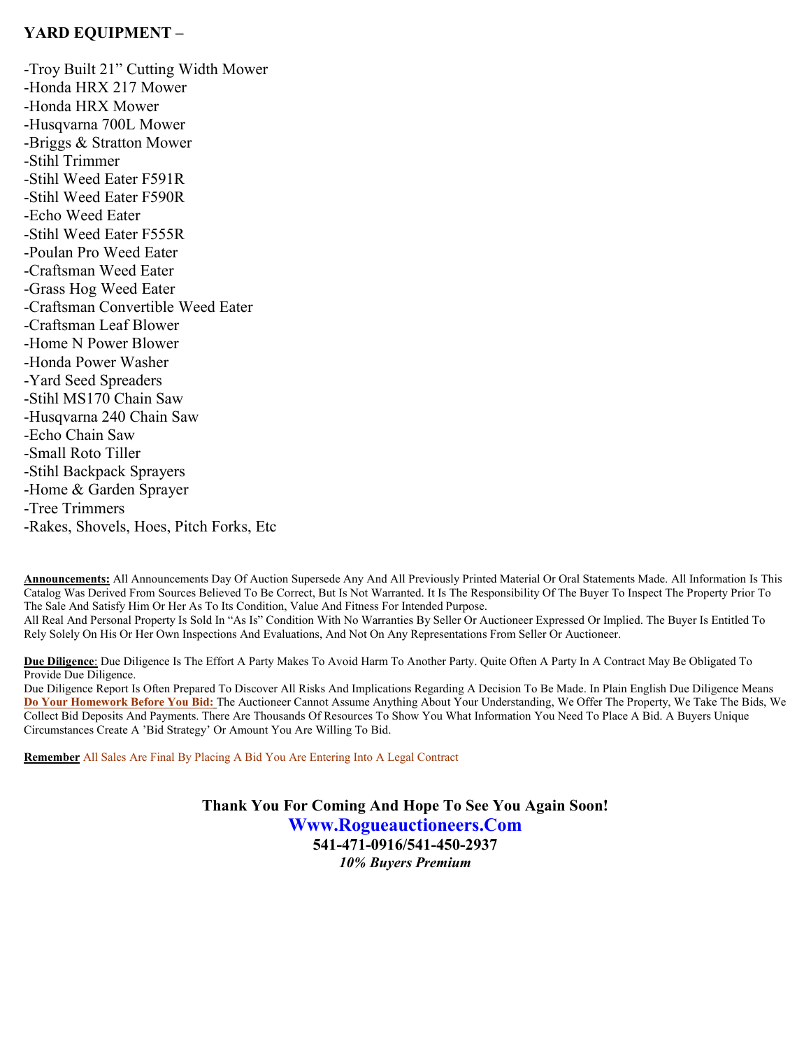## YARD EQUIPMENT –

-Troy Built 21" Cutting Width Mower
-Honda HRX 217 Mower
-Honda HRX Mower
-Husqvarna 700L Mower
-Briggs & Stratton Mower
-Stihl Trimmer
-Stihl Weed Eater F591R
-Stihl Weed Eater F590R
-Echo Weed Eater
-Stihl Weed Eater F555R
-Poulan Pro Weed Eater
-Craftsman Weed Eater
-Grass Hog Weed Eater
-Craftsman Convertible Weed Eater
-Craftsman Leaf Blower
-Home N Power Blower
-Honda Power Washer
-Yard Seed Spreaders
-Stihl MS170 Chain Saw
-Husqvarna 240 Chain Saw
-Echo Chain Saw
-Small Roto Tiller
-Stihl Backpack Sprayers
-Home & Garden Sprayer
-Tree Trimmers
-Rakes, Shovels, Hoes, Pitch Forks, Etc

**Announcements:** All Announcements Day Of Auction Supersede Any And All Previously Printed Material Or Oral Statements Made. All Information Is This Catalog Was Derived From Sources Believed To Be Correct, But Is Not Warranted. It Is The Responsibility Of The Buyer To Inspect The Property Prior To The Sale And Satisfy Him Or Her As To Its Condition, Value And Fitness For Intended Purpose.
All Real And Personal Property Is Sold In "As Is" Condition With No Warranties By Seller Or Auctioneer Expressed Or Implied. The Buyer Is Entitled To Rely Solely On His Or Her Own Inspections And Evaluations, And Not On Any Representations From Seller Or Auctioneer.

**Due Diligence**: Due Diligence Is The Effort A Party Makes To Avoid Harm To Another Party. Quite Often A Party In A Contract May Be Obligated To Provide Due Diligence.
Due Diligence Report Is Often Prepared To Discover All Risks And Implications Regarding A Decision To Be Made. In Plain English Due Diligence Means **Do Your Homework Before You Bid:** The Auctioneer Cannot Assume Anything About Your Understanding, We Offer The Property, We Take The Bids, We Collect Bid Deposits And Payments. There Are Thousands Of Resources To Show You What Information You Need To Place A Bid. A Buyers Unique Circumstances Create A 'Bid Strategy' Or Amount You Are Willing To Bid.

**Remember** All Sales Are Final By Placing A Bid You Are Entering Into A Legal Contract

**Thank You For Coming And Hope To See You Again Soon!**
**Www.Rogueauctioneers.Com**
**541-471-0916/541-450-2937**
***10% Buyers Premium***